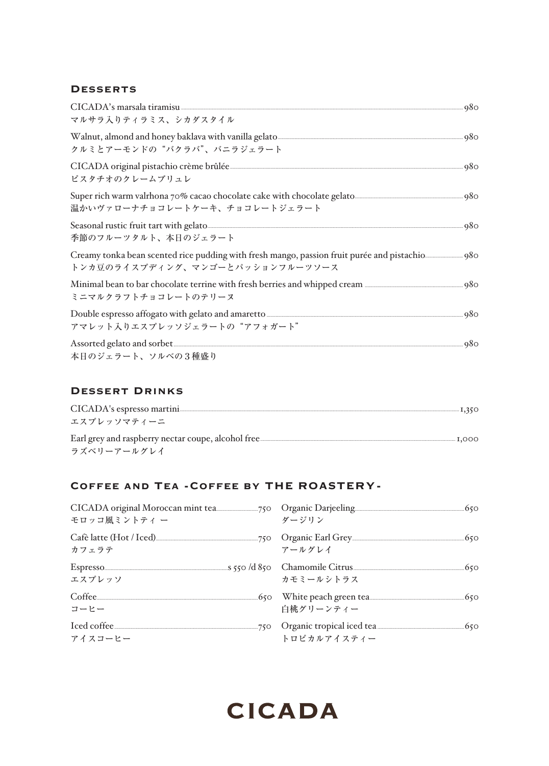## Desserts

CICADA's marsala tiramisu ......... 980
マルサラ入りティラミス、シカダスタイル

Walnut, almond and honey baklava with vanilla gelato ......... 980
クルミとアーモンドの"バクラバ"、バニラジェラート

CICADA original pistachio crème brûlée ......... 980
ピスタチオのクレームブリュレ

Super rich warm valrhona 70% cacao chocolate cake with chocolate gelato ......... 980
温かいヴァローナチョコレートケーキ、チョコレートジェラート

Seasonal rustic fruit tart with gelato ......... 980
季節のフルーツタルト、本日のジェラート

Creamy tonka bean scented rice pudding with fresh mango, passion fruit purée and pistachio ......... 980
トンカ豆のライスプディング、マンゴーとパッションフルーツソース

Minimal bean to bar chocolate terrine with fresh berries and whipped cream ......... 980
ミニマルクラフトチョコレートのテリーヌ

Double espresso affogato with gelato and amaretto ......... 980
アマレット入りエスプレッソジェラートの"アフォガート"

Assorted gelato and sorbet ......... 980
本日のジェラート、ソルベの３種盛り

## Dessert Drinks

CICADA's espresso martini ......... 1,350
エスプレッソマティーニ

Earl grey and raspberry nectar coupe, alcohol free ......... 1,000
ラズベリーアールグレイ

## Coffee and Tea -Coffee by THE ROASTERY-

CICADA original Moroccan mint tea ......... 750
モロッコ風ミントティ ー

Cafè latte (Hot / Iced) ......... 750
カフェラテ

Espresso ......... s 550 /d 850
エスプレッソ

Coffee ......... 650
コーヒー

Iced coffee ......... 750
アイスコーヒー

Organic Darjeeling ......... 650
ダージリン

Organic Earl Grey ......... 650
アールグレイ

Chamomile Citrus ......... 650
カモミールシトラス

White peach green tea ......... 650
白桃グリーンティー

Organic tropical iced tea ......... 650
トロピカルアイスティー

CICADA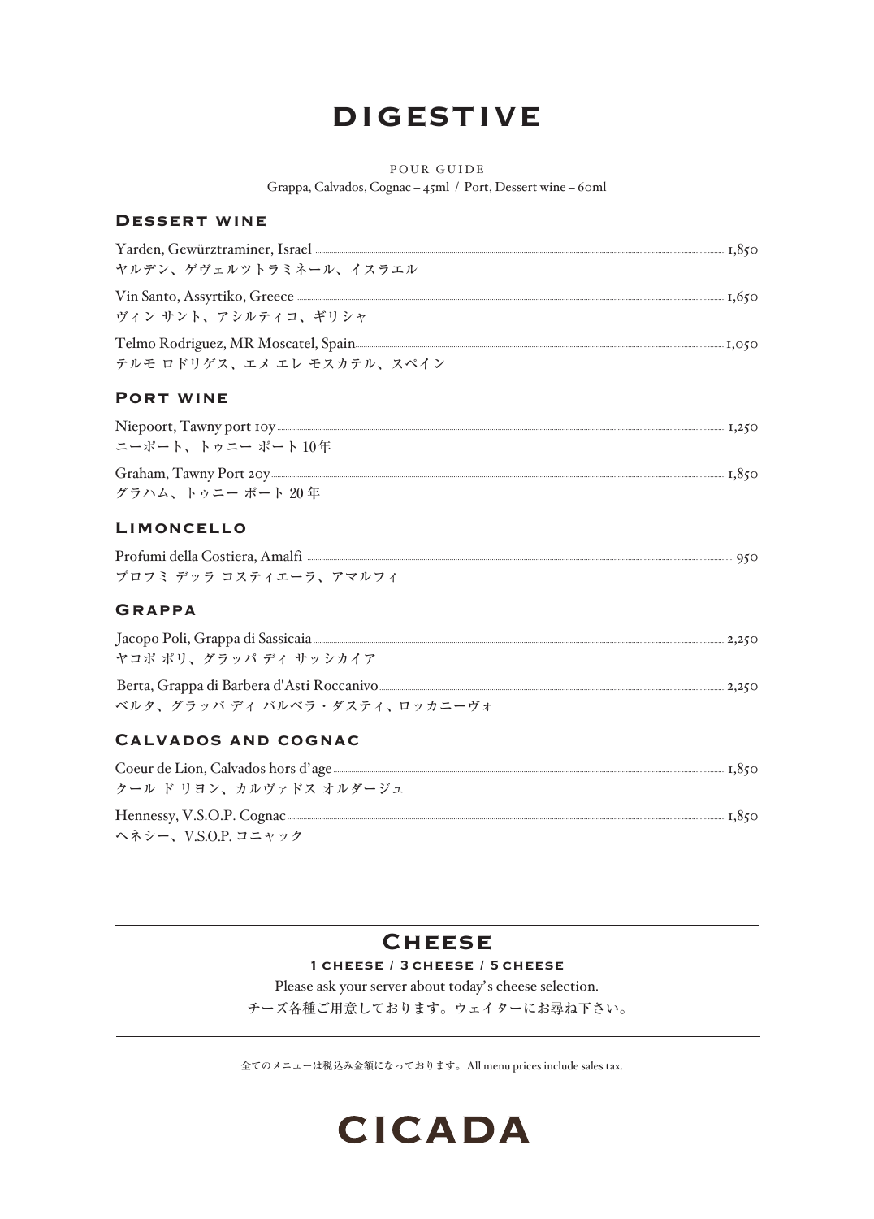# DIGESTIVE

POUR GUIDE

Grappa, Calvados, Cognac – 45ml / Port, Dessert wine – 60ml

## Dessert wine

Yarden, Gewürztraminer, Israel ........ 1,850
ヤルデン、ゲヴェルツトラミネール、イスラエル

Vin Santo, Assyrtiko, Greece ........ 1,650
ヴィン サント、アシルティコ、ギリシャ

Telmo Rodriguez, MR Moscatel, Spain ........ 1,050
テルモ ロドリゲス、エメ エレ モスカテル、スペイン

## Port wine

Niepoort, Tawny port 10y ........ 1,250
ニーポート、トゥニー ポート 10年

Graham, Tawny Port 20y ........ 1,850
グラハム、トゥニー ポート 20 年

## Limoncello

Profumi della Costiera, Amalfi ........ 950
プロフミ デッラ コスティエーラ、アマルフィ

## Grappa

Jacopo Poli, Grappa di Sassicaia ........ 2,250
ヤコポ ポリ、グラッパ ディ サッシカイア

Berta, Grappa di Barbera d'Asti Roccanivo ........ 2,250
ベルタ、グラッパ ディ バルベラ・ダスティ、ロッカニーヴォ

## Calvados and cognac

Coeur de Lion, Calvados hors d'age ........ 1,850
クール ド リヨン、カルヴァドス オルダージュ

Hennessy, V.S.O.P. Cognac ........ 1,850
ヘネシー、V.S.O.P. コニャック

---

## Cheese

**1 cheese / 3 cheese / 5 cheese**

Please ask your server about today's cheese selection.

チーズ各種ご用意しております。ウェイターにお尋ね下さい。

---

全てのメニューは税込み金額になっております。All menu prices include sales tax.

**CICADA**